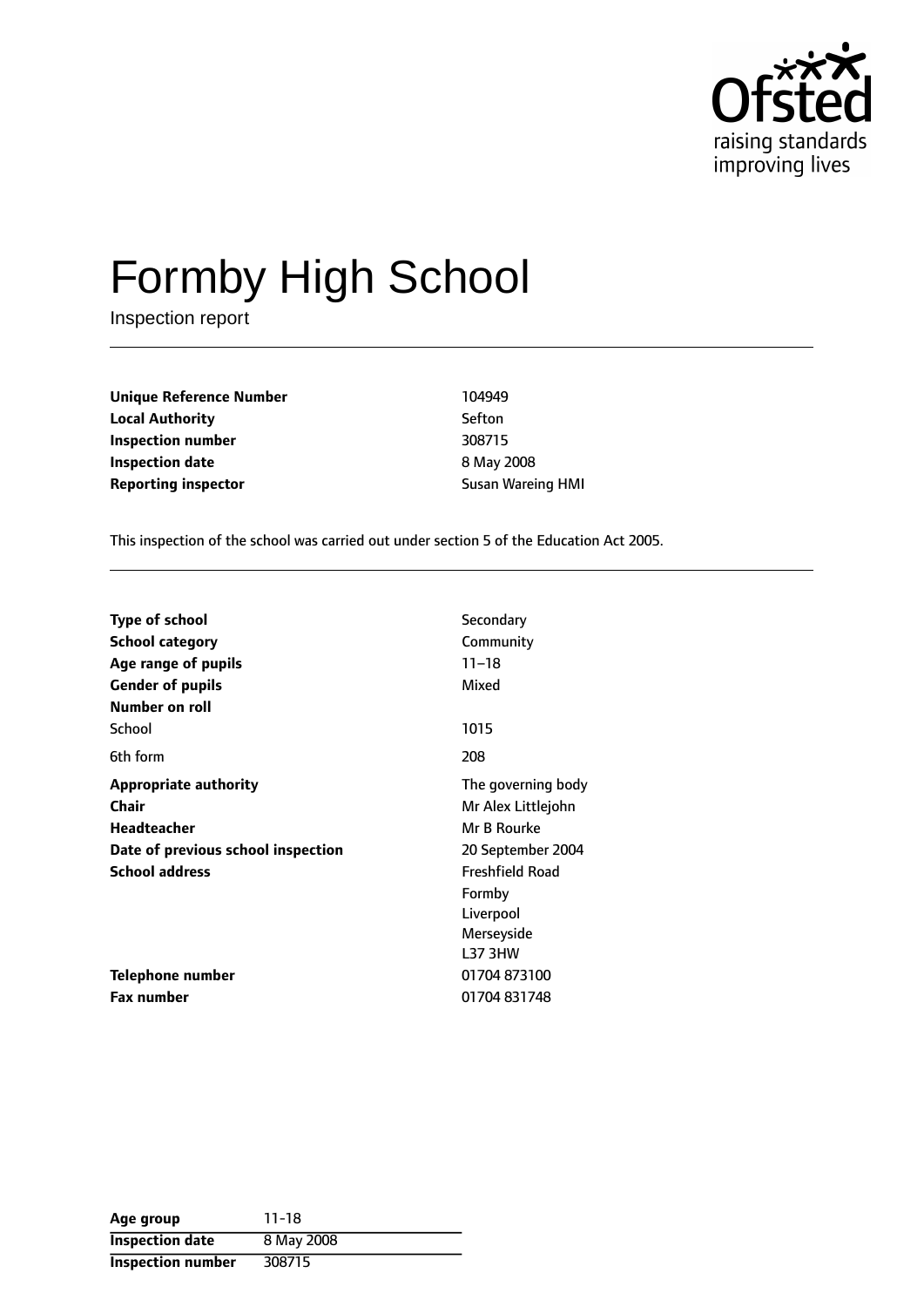# Formby High School

Inspection report

| | |
|---|---|
| **Unique Reference Number** | 104949 |
| **Local Authority** | Sefton |
| **Inspection number** | 308715 |
| **Inspection date** | 8 May 2008 |
| **Reporting inspector** | Susan Wareing HMI |

This inspection of the school was carried out under section 5 of the Education Act 2005.

| | |
|---|---|
| **Type of school** | Secondary |
| **School category** | Community |
| **Age range of pupils** | 11–18 |
| **Gender of pupils** | Mixed |
| **Number on roll** | |
| School | 1015 |
| 6th form | 208 |
| **Appropriate authority** | The governing body |
| **Chair** | Mr Alex Littlejohn |
| **Headteacher** | Mr B Rourke |
| **Date of previous school inspection** | 20 September 2004 |
| **School address** | Freshfield Road<br>Formby<br>Liverpool<br>Merseyside<br>L37 3HW |
| **Telephone number** | 01704 873100 |
| **Fax number** | 01704 831748 |

| | |
|---|---|
| **Age group** | 11-18 |
| **Inspection date** | 8 May 2008 |
| **Inspection number** | 308715 |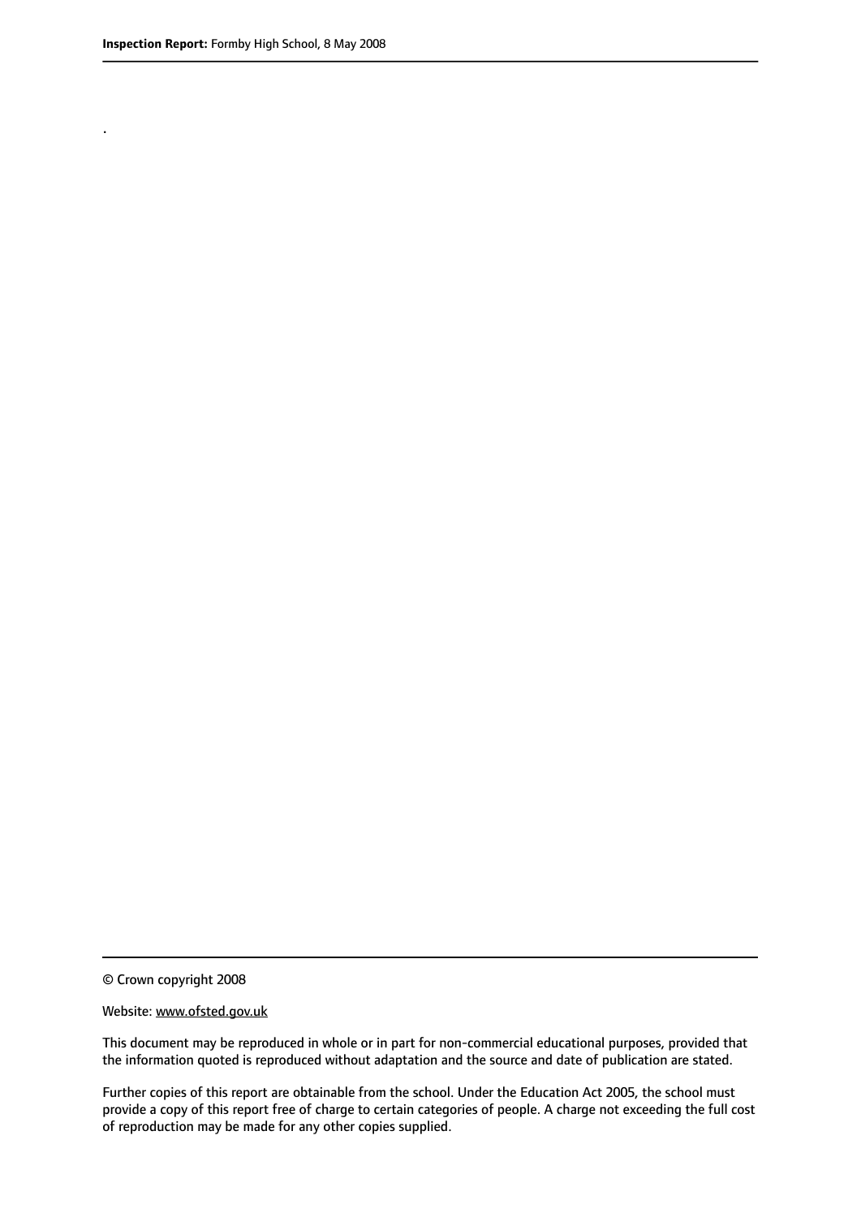.

© Crown copyright 2008

Website: www.ofsted.gov.uk

This document may be reproduced in whole or in part for non-commercial educational purposes, provided that the information quoted is reproduced without adaptation and the source and date of publication are stated.

Further copies of this report are obtainable from the school. Under the Education Act 2005, the school must provide a copy of this report free of charge to certain categories of people. A charge not exceeding the full cost of reproduction may be made for any other copies supplied.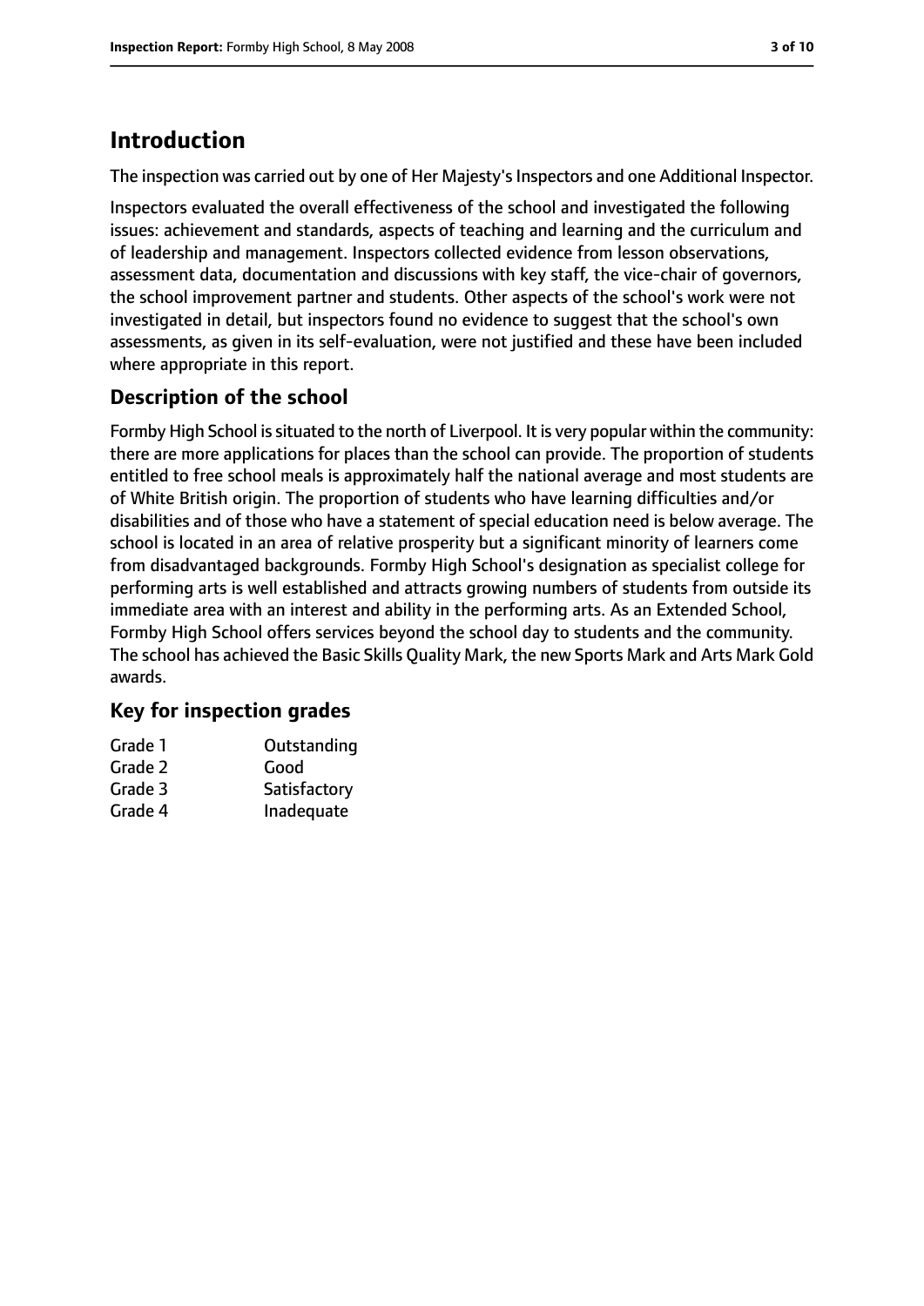# Introduction

The inspection was carried out by one of Her Majesty's Inspectors and one Additional Inspector.

Inspectors evaluated the overall effectiveness of the school and investigated the following issues: achievement and standards, aspects of teaching and learning and the curriculum and of leadership and management. Inspectors collected evidence from lesson observations, assessment data, documentation and discussions with key staff, the vice-chair of governors, the school improvement partner and students. Other aspects of the school's work were not investigated in detail, but inspectors found no evidence to suggest that the school's own assessments, as given in its self-evaluation, were not justified and these have been included where appropriate in this report.

## Description of the school

Formby High School is situated to the north of Liverpool. It is very popular within the community: there are more applications for places than the school can provide. The proportion of students entitled to free school meals is approximately half the national average and most students are of White British origin. The proportion of students who have learning difficulties and/or disabilities and of those who have a statement of special education need is below average. The school is located in an area of relative prosperity but a significant minority of learners come from disadvantaged backgrounds. Formby High School's designation as specialist college for performing arts is well established and attracts growing numbers of students from outside its immediate area with an interest and ability in the performing arts. As an Extended School, Formby High School offers services beyond the school day to students and the community. The school has achieved the Basic Skills Quality Mark, the new Sports Mark and Arts Mark Gold awards.

## Key for inspection grades

| | |
|---|---|
| Grade 1 | Outstanding |
| Grade 2 | Good |
| Grade 3 | Satisfactory |
| Grade 4 | Inadequate |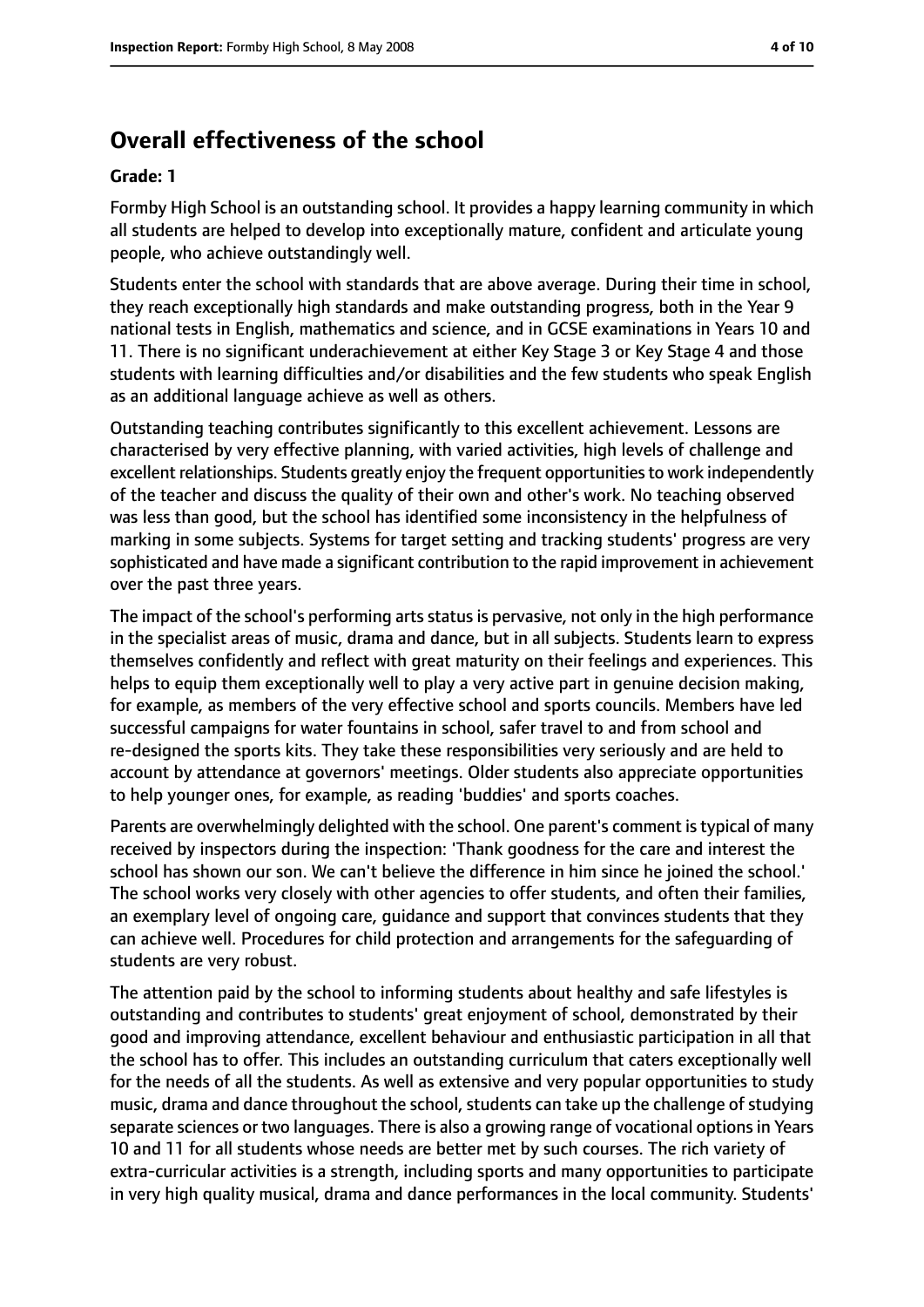## Overall effectiveness of the school

**Grade: 1**

Formby High School is an outstanding school. It provides a happy learning community in which all students are helped to develop into exceptionally mature, confident and articulate young people, who achieve outstandingly well.

Students enter the school with standards that are above average. During their time in school, they reach exceptionally high standards and make outstanding progress, both in the Year 9 national tests in English, mathematics and science, and in GCSE examinations in Years 10 and 11. There is no significant underachievement at either Key Stage 3 or Key Stage 4 and those students with learning difficulties and/or disabilities and the few students who speak English as an additional language achieve as well as others.

Outstanding teaching contributes significantly to this excellent achievement. Lessons are characterised by very effective planning, with varied activities, high levels of challenge and excellent relationships. Students greatly enjoy the frequent opportunities to work independently of the teacher and discuss the quality of their own and other's work. No teaching observed was less than good, but the school has identified some inconsistency in the helpfulness of marking in some subjects. Systems for target setting and tracking students' progress are very sophisticated and have made a significant contribution to the rapid improvement in achievement over the past three years.

The impact of the school's performing arts status is pervasive, not only in the high performance in the specialist areas of music, drama and dance, but in all subjects. Students learn to express themselves confidently and reflect with great maturity on their feelings and experiences. This helps to equip them exceptionally well to play a very active part in genuine decision making, for example, as members of the very effective school and sports councils. Members have led successful campaigns for water fountains in school, safer travel to and from school and re-designed the sports kits. They take these responsibilities very seriously and are held to account by attendance at governors' meetings. Older students also appreciate opportunities to help younger ones, for example, as reading 'buddies' and sports coaches.

Parents are overwhelmingly delighted with the school. One parent's comment is typical of many received by inspectors during the inspection: 'Thank goodness for the care and interest the school has shown our son. We can't believe the difference in him since he joined the school.' The school works very closely with other agencies to offer students, and often their families, an exemplary level of ongoing care, guidance and support that convinces students that they can achieve well. Procedures for child protection and arrangements for the safeguarding of students are very robust.

The attention paid by the school to informing students about healthy and safe lifestyles is outstanding and contributes to students' great enjoyment of school, demonstrated by their good and improving attendance, excellent behaviour and enthusiastic participation in all that the school has to offer. This includes an outstanding curriculum that caters exceptionally well for the needs of all the students. As well as extensive and very popular opportunities to study music, drama and dance throughout the school, students can take up the challenge of studying separate sciences or two languages. There is also a growing range of vocational options in Years 10 and 11 for all students whose needs are better met by such courses. The rich variety of extra-curricular activities is a strength, including sports and many opportunities to participate in very high quality musical, drama and dance performances in the local community. Students'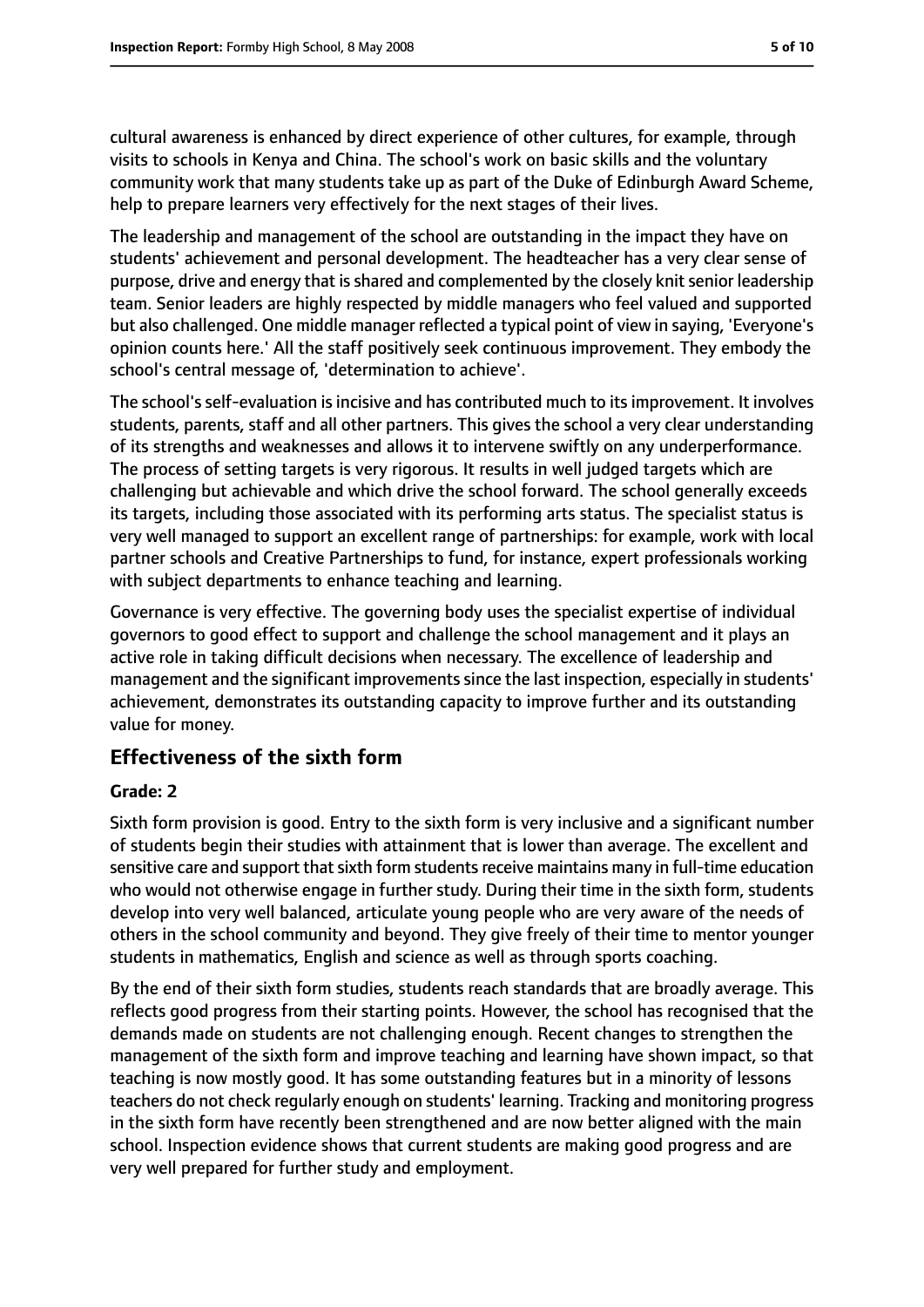cultural awareness is enhanced by direct experience of other cultures, for example, through visits to schools in Kenya and China. The school's work on basic skills and the voluntary community work that many students take up as part of the Duke of Edinburgh Award Scheme, help to prepare learners very effectively for the next stages of their lives.

The leadership and management of the school are outstanding in the impact they have on students' achievement and personal development. The headteacher has a very clear sense of purpose, drive and energy that is shared and complemented by the closely knit senior leadership team. Senior leaders are highly respected by middle managers who feel valued and supported but also challenged. One middle manager reflected a typical point of view in saying, 'Everyone's opinion counts here.' All the staff positively seek continuous improvement. They embody the school's central message of, 'determination to achieve'.

The school's self-evaluation is incisive and has contributed much to its improvement. It involves students, parents, staff and all other partners. This gives the school a very clear understanding of its strengths and weaknesses and allows it to intervene swiftly on any underperformance. The process of setting targets is very rigorous. It results in well judged targets which are challenging but achievable and which drive the school forward. The school generally exceeds its targets, including those associated with its performing arts status. The specialist status is very well managed to support an excellent range of partnerships: for example, work with local partner schools and Creative Partnerships to fund, for instance, expert professionals working with subject departments to enhance teaching and learning.

Governance is very effective. The governing body uses the specialist expertise of individual governors to good effect to support and challenge the school management and it plays an active role in taking difficult decisions when necessary. The excellence of leadership and management and the significant improvements since the last inspection, especially in students' achievement, demonstrates its outstanding capacity to improve further and its outstanding value for money.

## Effectiveness of the sixth form

#### Grade: 2

Sixth form provision is good. Entry to the sixth form is very inclusive and a significant number of students begin their studies with attainment that is lower than average. The excellent and sensitive care and support that sixth form students receive maintains many in full-time education who would not otherwise engage in further study. During their time in the sixth form, students develop into very well balanced, articulate young people who are very aware of the needs of others in the school community and beyond. They give freely of their time to mentor younger students in mathematics, English and science as well as through sports coaching.

By the end of their sixth form studies, students reach standards that are broadly average. This reflects good progress from their starting points. However, the school has recognised that the demands made on students are not challenging enough. Recent changes to strengthen the management of the sixth form and improve teaching and learning have shown impact, so that teaching is now mostly good. It has some outstanding features but in a minority of lessons teachers do not check regularly enough on students' learning. Tracking and monitoring progress in the sixth form have recently been strengthened and are now better aligned with the main school. Inspection evidence shows that current students are making good progress and are very well prepared for further study and employment.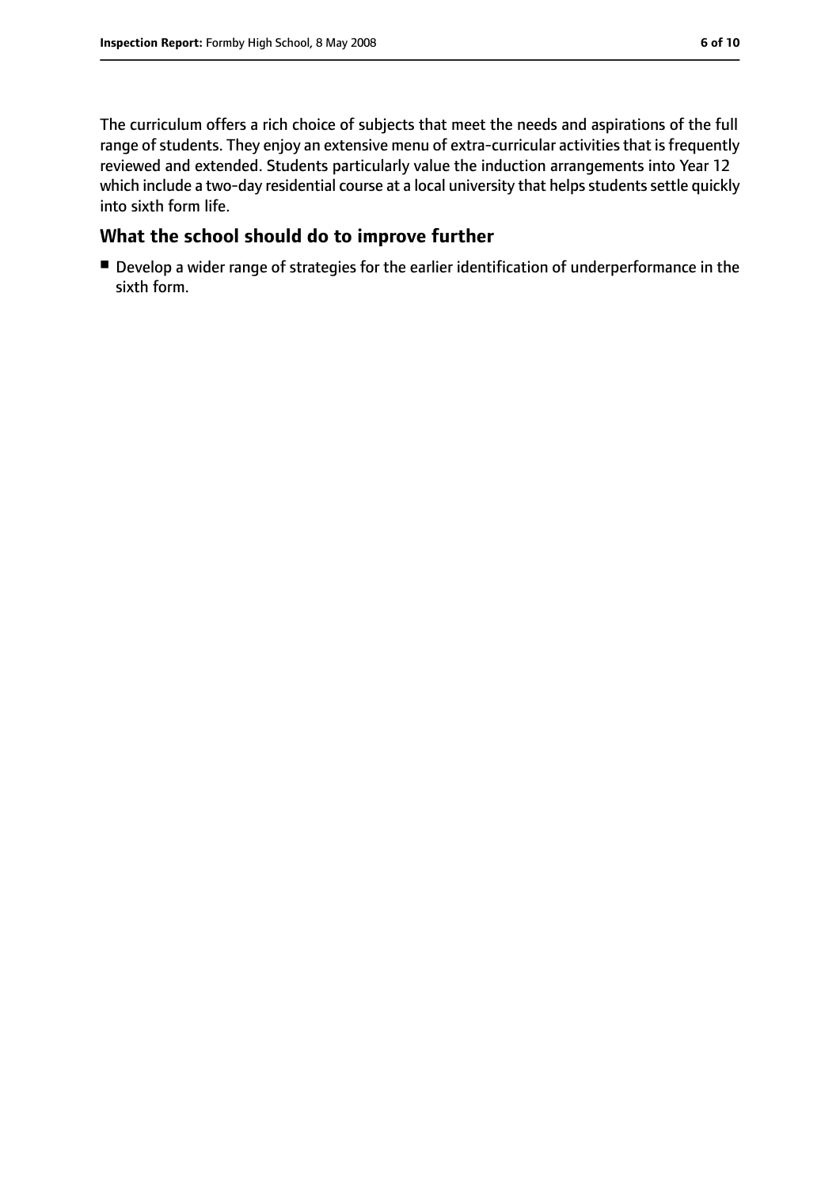The curriculum offers a rich choice of subjects that meet the needs and aspirations of the full range of students. They enjoy an extensive menu of extra-curricular activities that is frequently reviewed and extended. Students particularly value the induction arrangements into Year 12 which include a two-day residential course at a local university that helps students settle quickly into sixth form life.

## What the school should do to improve further

- Develop a wider range of strategies for the earlier identification of underperformance in the sixth form.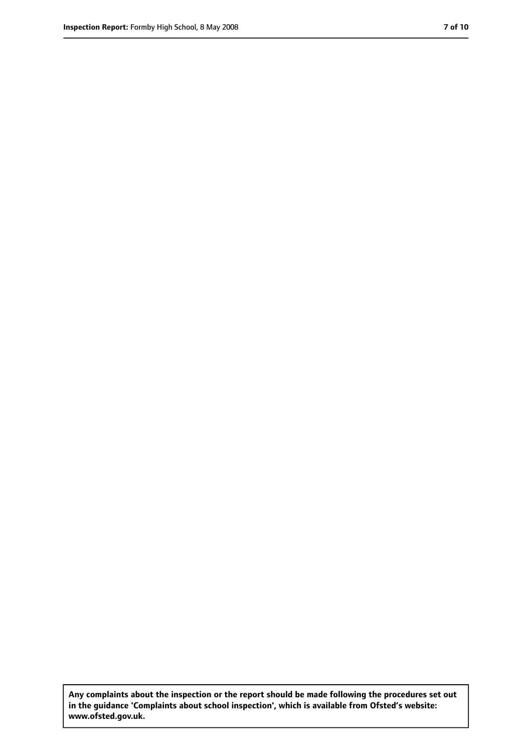**Any complaints about the inspection or the report should be made following the procedures set out in the guidance 'Complaints about school inspection', which is available from Ofsted's website: www.ofsted.gov.uk.**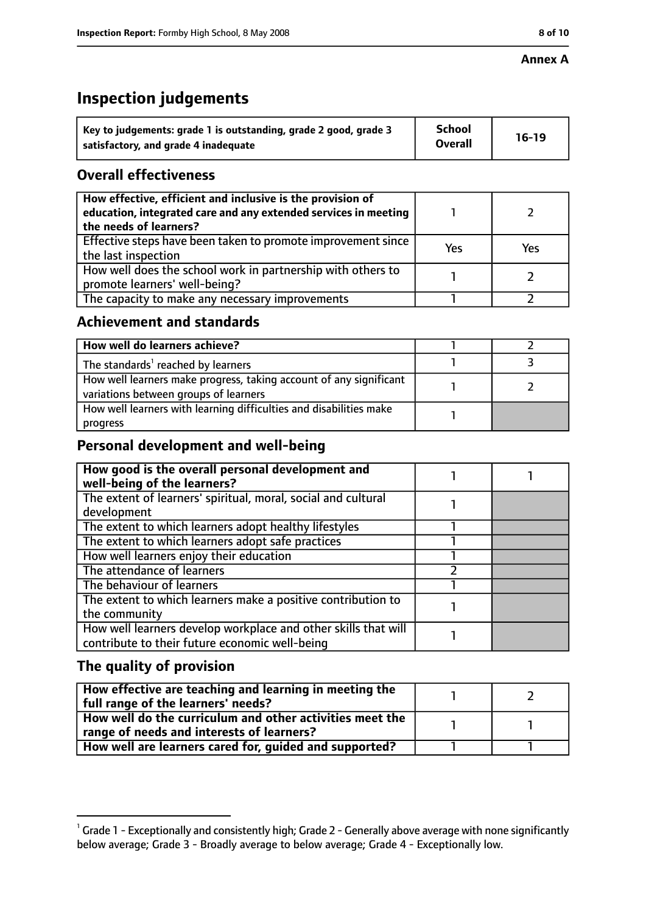**Annex A**

# Inspection judgements

| Key to judgements: grade 1 is outstanding, grade 2 good, grade 3 satisfactory, and grade 4 inadequate | School Overall | 16-19 |
|---|---|---|

## Overall effectiveness

| | | |
|---|---|---|
| **How effective, efficient and inclusive is the provision of education, integrated care and any extended services in meeting the needs of learners?** | 1 | 2 |
| Effective steps have been taken to promote improvement since the last inspection | Yes | Yes |
| How well does the school work in partnership with others to promote learners' well-being? | 1 | 2 |
| The capacity to make any necessary improvements | 1 | 2 |

## Achievement and standards

| | | |
|---|---|---|
| **How well do learners achieve?** | 1 | 2 |
| The standards[1] reached by learners | 1 | 3 |
| How well learners make progress, taking account of any significant variations between groups of learners | 1 | 2 |
| How well learners with learning difficulties and disabilities make progress | 1 | |

## Personal development and well-being

| | | |
|---|---|---|
| **How good is the overall personal development and well-being of the learners?** | 1 | 1 |
| The extent of learners' spiritual, moral, social and cultural development | 1 | |
| The extent to which learners adopt healthy lifestyles | 1 | |
| The extent to which learners adopt safe practices | 1 | |
| How well learners enjoy their education | 1 | |
| The attendance of learners | 2 | |
| The behaviour of learners | 1 | |
| The extent to which learners make a positive contribution to the community | 1 | |
| How well learners develop workplace and other skills that will contribute to their future economic well-being | 1 | |

## The quality of provision

| | | |
|---|---|---|
| **How effective are teaching and learning in meeting the full range of the learners' needs?** | 1 | 2 |
| **How well do the curriculum and other activities meet the range of needs and interests of learners?** | 1 | 1 |
| **How well are learners cared for, guided and supported?** | 1 | 1 |

[1] Grade 1 - Exceptionally and consistently high; Grade 2 - Generally above average with none significantly below average; Grade 3 - Broadly average to below average; Grade 4 - Exceptionally low.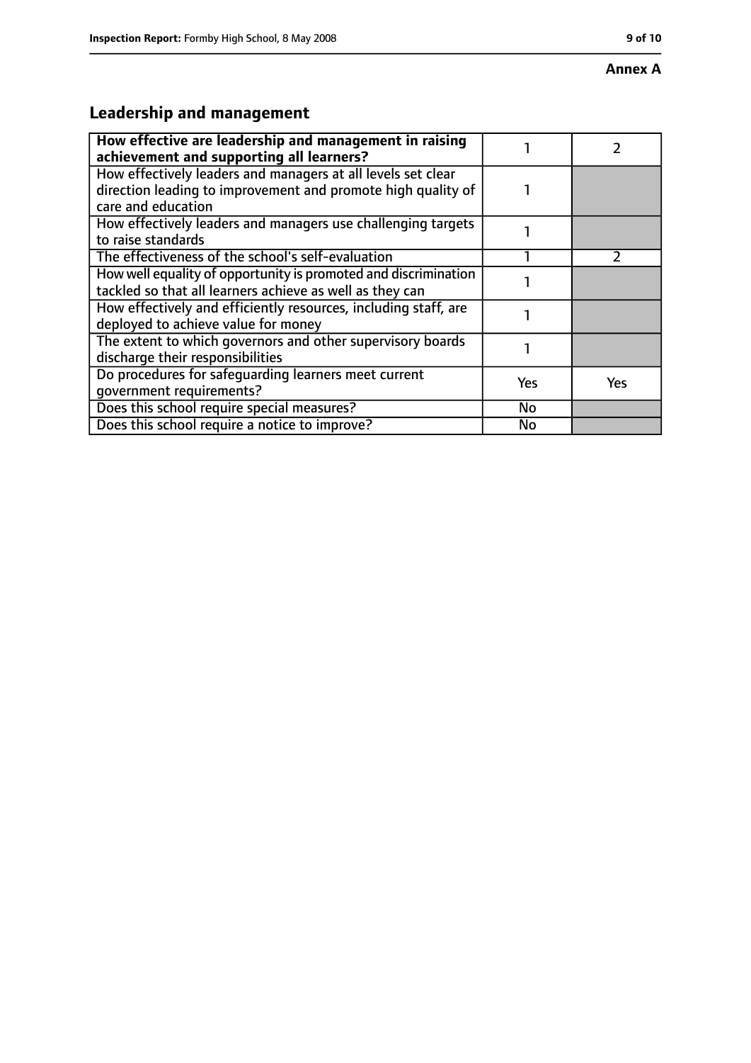**Annex A**

## Leadership and management

| | | |
|---|---|---|
| **How effective are leadership and management in raising achievement and supporting all learners?** | 1 | 2 |
| How effectively leaders and managers at all levels set clear direction leading to improvement and promote high quality of care and education | 1 | |
| How effectively leaders and managers use challenging targets to raise standards | 1 | |
| The effectiveness of the school's self-evaluation | 1 | 2 |
| How well equality of opportunity is promoted and discrimination tackled so that all learners achieve as well as they can | 1 | |
| How effectively and efficiently resources, including staff, are deployed to achieve value for money | 1 | |
| The extent to which governors and other supervisory boards discharge their responsibilities | 1 | |
| Do procedures for safeguarding learners meet current government requirements? | Yes | Yes |
| Does this school require special measures? | No | |
| Does this school require a notice to improve? | No | |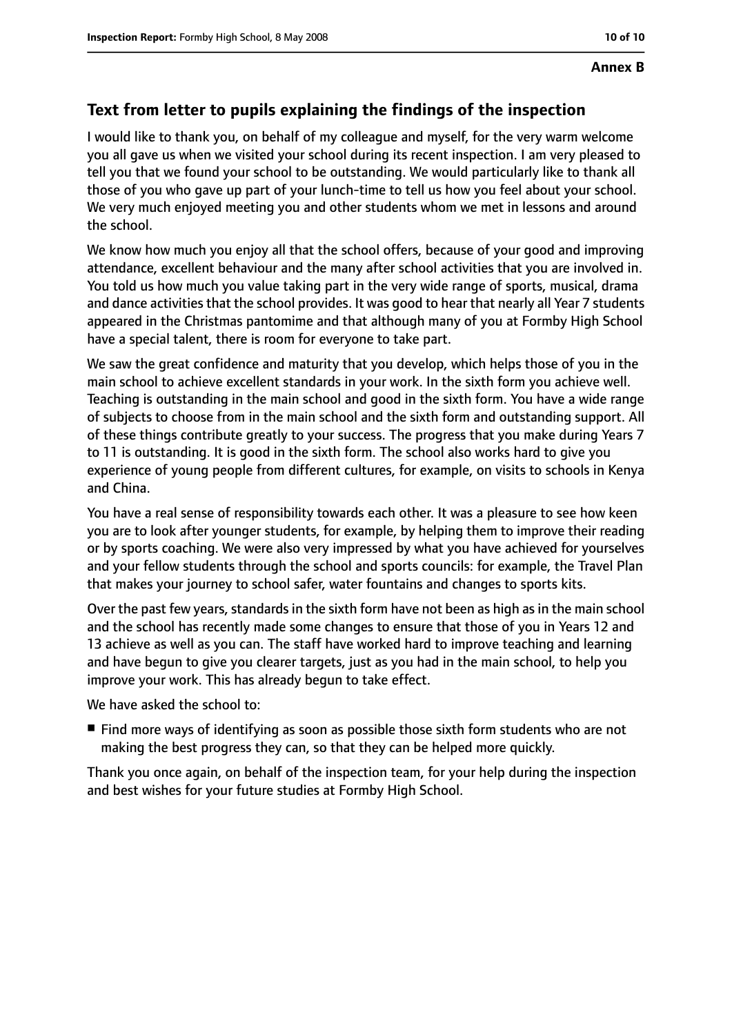**Annex B**

## Text from letter to pupils explaining the findings of the inspection

I would like to thank you, on behalf of my colleague and myself, for the very warm welcome you all gave us when we visited your school during its recent inspection. I am very pleased to tell you that we found your school to be outstanding. We would particularly like to thank all those of you who gave up part of your lunch-time to tell us how you feel about your school. We very much enjoyed meeting you and other students whom we met in lessons and around the school.

We know how much you enjoy all that the school offers, because of your good and improving attendance, excellent behaviour and the many after school activities that you are involved in. You told us how much you value taking part in the very wide range of sports, musical, drama and dance activities that the school provides. It was good to hear that nearly all Year 7 students appeared in the Christmas pantomime and that although many of you at Formby High School have a special talent, there is room for everyone to take part.

We saw the great confidence and maturity that you develop, which helps those of you in the main school to achieve excellent standards in your work. In the sixth form you achieve well. Teaching is outstanding in the main school and good in the sixth form. You have a wide range of subjects to choose from in the main school and the sixth form and outstanding support. All of these things contribute greatly to your success. The progress that you make during Years 7 to 11 is outstanding. It is good in the sixth form. The school also works hard to give you experience of young people from different cultures, for example, on visits to schools in Kenya and China.

You have a real sense of responsibility towards each other. It was a pleasure to see how keen you are to look after younger students, for example, by helping them to improve their reading or by sports coaching. We were also very impressed by what you have achieved for yourselves and your fellow students through the school and sports councils: for example, the Travel Plan that makes your journey to school safer, water fountains and changes to sports kits.

Over the past few years, standards in the sixth form have not been as high as in the main school and the school has recently made some changes to ensure that those of you in Years 12 and 13 achieve as well as you can. The staff have worked hard to improve teaching and learning and have begun to give you clearer targets, just as you had in the main school, to help you improve your work. This has already begun to take effect.

We have asked the school to:

- Find more ways of identifying as soon as possible those sixth form students who are not making the best progress they can, so that they can be helped more quickly.

Thank you once again, on behalf of the inspection team, for your help during the inspection and best wishes for your future studies at Formby High School.